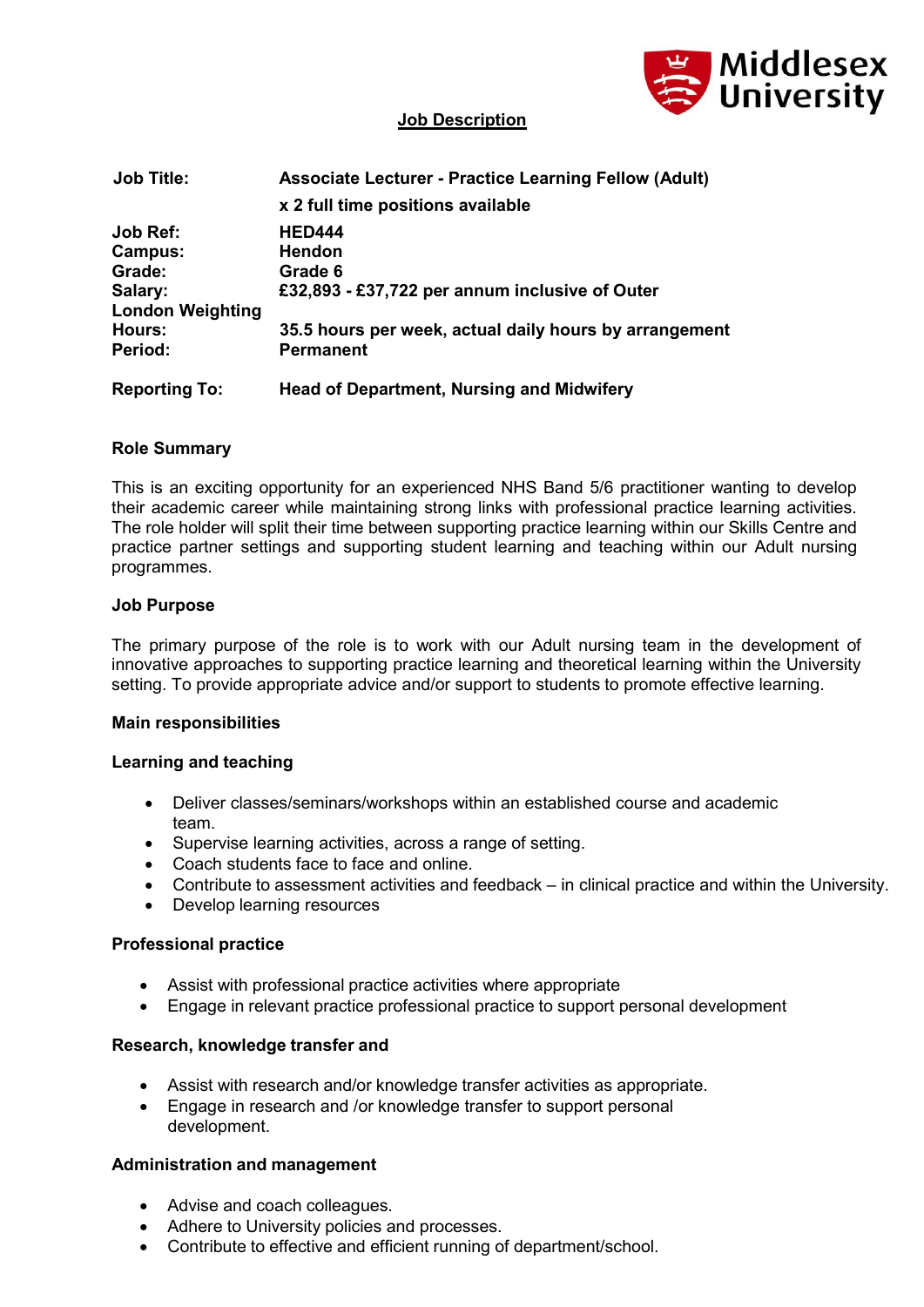# Job Description

| | |
|---|---|
| **Job Title:** | **Associate Lecturer - Practice Learning Fellow (Adult)** |
| | **x 2 full time positions available** |
| **Job Ref:** | **HED444** |
| **Campus:** | **Hendon** |
| **Grade:** | **Grade 6** |
| **Salary:** | **£32,893 - £37,722 per annum inclusive of Outer London Weighting** |
| **Hours:** | **35.5 hours per week, actual daily hours by arrangement** |
| **Period:** | **Permanent** |
| **Reporting To:** | **Head of Department, Nursing and Midwifery** |

## Role Summary

This is an exciting opportunity for an experienced NHS Band 5/6 practitioner wanting to develop their academic career while maintaining strong links with professional practice learning activities. The role holder will split their time between supporting practice learning within our Skills Centre and practice partner settings and supporting student learning and teaching within our Adult nursing programmes.

## Job Purpose

The primary purpose of the role is to work with our Adult nursing team in the development of innovative approaches to supporting practice learning and theoretical learning within the University setting. To provide appropriate advice and/or support to students to promote effective learning.

## Main responsibilities

### Learning and teaching

- Deliver classes/seminars/workshops within an established course and academic team.
- Supervise learning activities, across a range of setting.
- Coach students face to face and online.
- Contribute to assessment activities and feedback – in clinical practice and within the University.
- Develop learning resources

### Professional practice

- Assist with professional practice activities where appropriate
- Engage in relevant practice professional practice to support personal development

### Research, knowledge transfer and

- Assist with research and/or knowledge transfer activities as appropriate.
- Engage in research and /or knowledge transfer to support personal development.

### Administration and management

- Advise and coach colleagues.
- Adhere to University policies and processes.
- Contribute to effective and efficient running of department/school.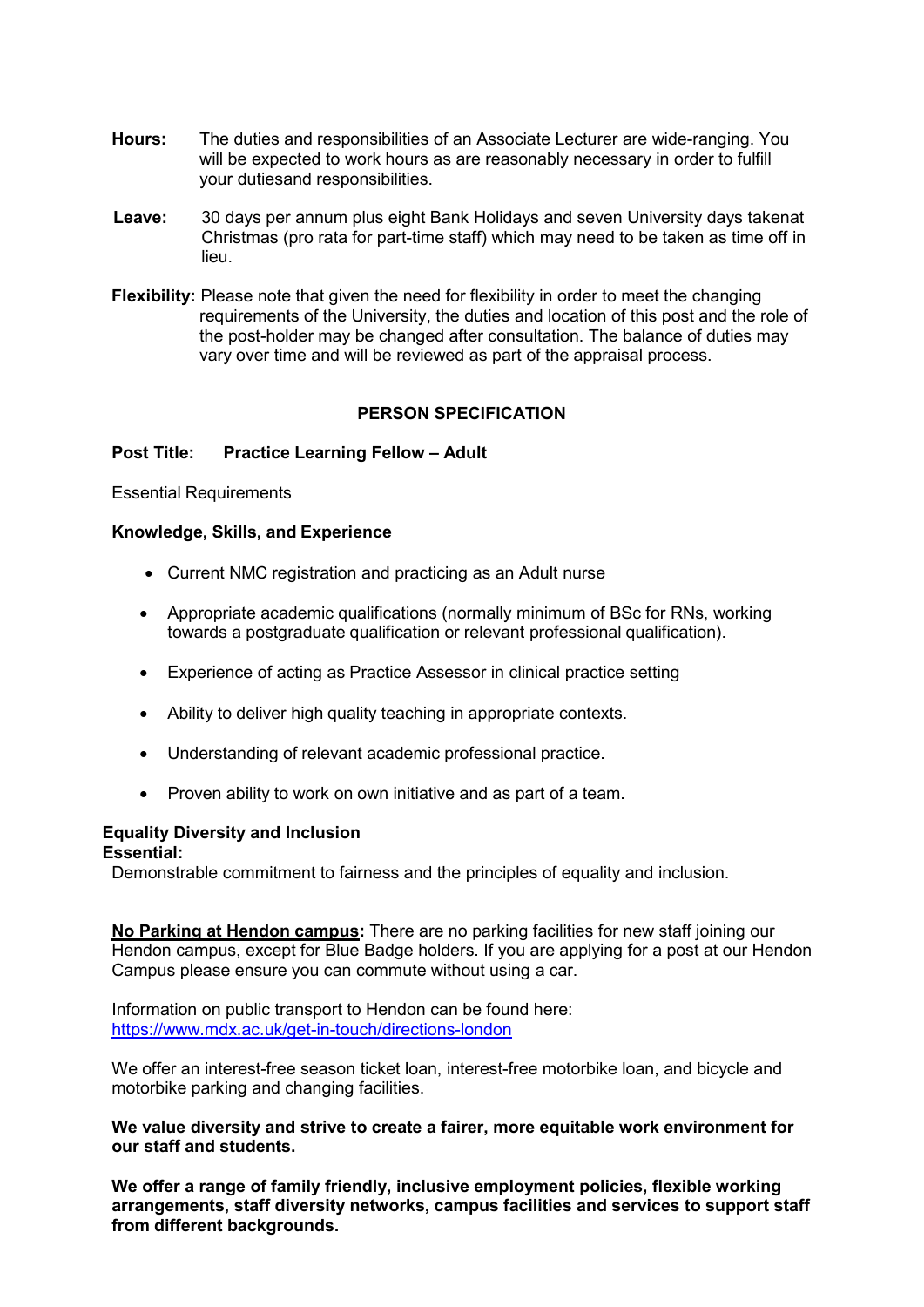**Hours:** The duties and responsibilities of an Associate Lecturer are wide-ranging. You will be expected to work hours as are reasonably necessary in order to fulfill your dutiesand responsibilities.

**Leave:** 30 days per annum plus eight Bank Holidays and seven University days takenat Christmas (pro rata for part-time staff) which may need to be taken as time off in lieu.

**Flexibility:** Please note that given the need for flexibility in order to meet the changing requirements of the University, the duties and location of this post and the role of the post-holder may be changed after consultation. The balance of duties may vary over time and will be reviewed as part of the appraisal process.

## PERSON SPECIFICATION

**Post Title: Practice Learning Fellow – Adult**

Essential Requirements

**Knowledge, Skills, and Experience**

- Current NMC registration and practicing as an Adult nurse
- Appropriate academic qualifications (normally minimum of BSc for RNs, working towards a postgraduate qualification or relevant professional qualification).
- Experience of acting as Practice Assessor in clinical practice setting
- Ability to deliver high quality teaching in appropriate contexts.
- Understanding of relevant academic professional practice.
- Proven ability to work on own initiative and as part of a team.

**Equality Diversity and Inclusion**
**Essential:**
Demonstrable commitment to fairness and the principles of equality and inclusion.

**No Parking at Hendon campus:** There are no parking facilities for new staff joining our Hendon campus, except for Blue Badge holders. If you are applying for a post at our Hendon Campus please ensure you can commute without using a car.

Information on public transport to Hendon can be found here:
https://www.mdx.ac.uk/get-in-touch/directions-london

We offer an interest-free season ticket loan, interest-free motorbike loan, and bicycle and motorbike parking and changing facilities.

**We value diversity and strive to create a fairer, more equitable work environment for our staff and students.**

**We offer a range of family friendly, inclusive employment policies, flexible working arrangements, staff diversity networks, campus facilities and services to support staff from different backgrounds.**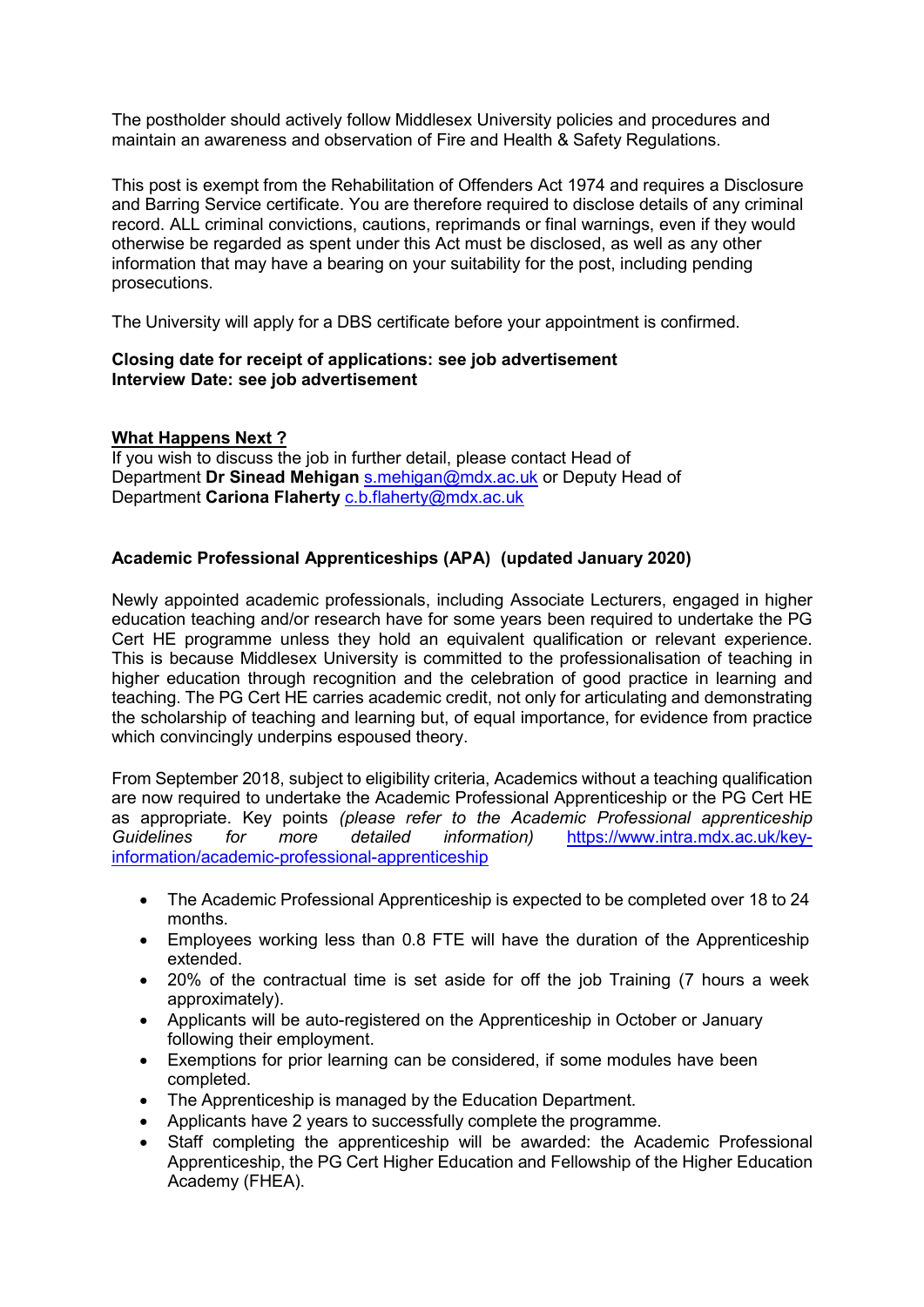The postholder should actively follow Middlesex University policies and procedures and maintain an awareness and observation of Fire and Health & Safety Regulations.

This post is exempt from the Rehabilitation of Offenders Act 1974 and requires a Disclosure and Barring Service certificate. You are therefore required to disclose details of any criminal record. ALL criminal convictions, cautions, reprimands or final warnings, even if they would otherwise be regarded as spent under this Act must be disclosed, as well as any other information that may have a bearing on your suitability for the post, including pending prosecutions.

The University will apply for a DBS certificate before your appointment is confirmed.

**Closing date for receipt of applications: see job advertisement**
**Interview Date: see job advertisement**

**What Happens Next ?**

If you wish to discuss the job in further detail, please contact Head of Department **Dr Sinead Mehigan** s.mehigan@mdx.ac.uk or Deputy Head of Department **Cariona Flaherty** c.b.flaherty@mdx.ac.uk

**Academic Professional Apprenticeships (APA) (updated January 2020)**

Newly appointed academic professionals, including Associate Lecturers, engaged in higher education teaching and/or research have for some years been required to undertake the PG Cert HE programme unless they hold an equivalent qualification or relevant experience. This is because Middlesex University is committed to the professionalisation of teaching in higher education through recognition and the celebration of good practice in learning and teaching. The PG Cert HE carries academic credit, not only for articulating and demonstrating the scholarship of teaching and learning but, of equal importance, for evidence from practice which convincingly underpins espoused theory.

From September 2018, subject to eligibility criteria, Academics without a teaching qualification are now required to undertake the Academic Professional Apprenticeship or the PG Cert HE as appropriate. Key points *(please refer to the Academic Professional apprenticeship Guidelines for more detailed information)* https://www.intra.mdx.ac.uk/key-information/academic-professional-apprenticeship

- The Academic Professional Apprenticeship is expected to be completed over 18 to 24 months.
- Employees working less than 0.8 FTE will have the duration of the Apprenticeship extended.
- 20% of the contractual time is set aside for off the job Training (7 hours a week approximately).
- Applicants will be auto-registered on the Apprenticeship in October or January following their employment.
- Exemptions for prior learning can be considered, if some modules have been completed.
- The Apprenticeship is managed by the Education Department.
- Applicants have 2 years to successfully complete the programme.
- Staff completing the apprenticeship will be awarded: the Academic Professional Apprenticeship, the PG Cert Higher Education and Fellowship of the Higher Education Academy (FHEA).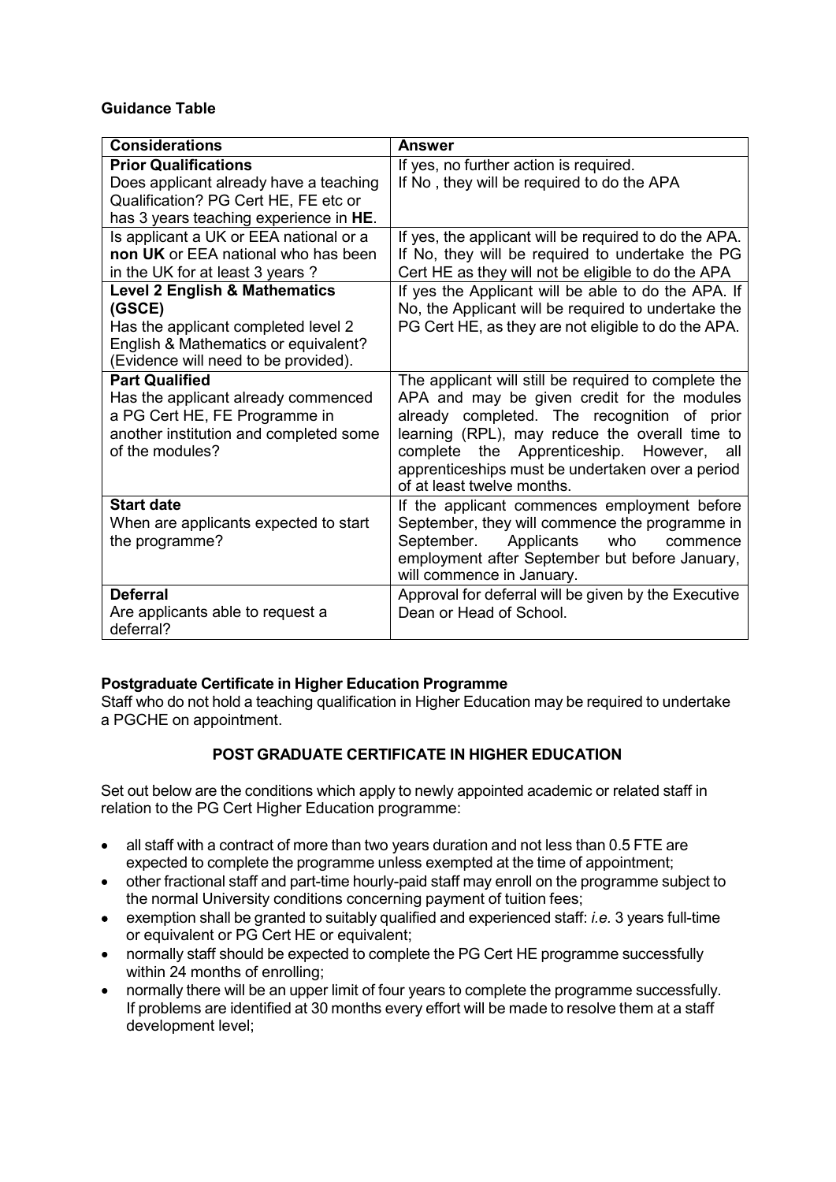**Guidance Table**

| Considerations | Answer |
|---|---|
| **Prior Qualifications** Does applicant already have a teaching Qualification? PG Cert HE, FE etc or has 3 years teaching experience in **HE**. | If yes, no further action is required. If No , they will be required to do the APA |
| Is applicant a UK or EEA national or a **non UK** or EEA national who has been in the UK for at least 3 years ? | If yes, the applicant will be required to do the APA. If No, they will be required to undertake the PG Cert HE as they will not be eligible to do the APA |
| **Level 2 English & Mathematics (GSCE)** Has the applicant completed level 2 English & Mathematics or equivalent? (Evidence will need to be provided). | If yes the Applicant will be able to do the APA. If No, the Applicant will be required to undertake the PG Cert HE, as they are not eligible to do the APA. |
| **Part Qualified** Has the applicant already commenced a PG Cert HE, FE Programme in another institution and completed some of the modules? | The applicant will still be required to complete the APA and may be given credit for the modules already completed. The recognition of prior learning (RPL), may reduce the overall time to complete the Apprenticeship. However, all apprenticeships must be undertaken over a period of at least twelve months. |
| **Start date** When are applicants expected to start the programme? | If the applicant commences employment before September, they will commence the programme in September. Applicants who commence employment after September but before January, will commence in January. |
| **Deferral** Are applicants able to request a deferral? | Approval for deferral will be given by the Executive Dean or Head of School. |

**Postgraduate Certificate in Higher Education Programme**
Staff who do not hold a teaching qualification in Higher Education may be required to undertake a PGCHE on appointment.

**POST GRADUATE CERTIFICATE IN HIGHER EDUCATION**

Set out below are the conditions which apply to newly appointed academic or related staff in relation to the PG Cert Higher Education programme:

- all staff with a contract of more than two years duration and not less than 0.5 FTE are expected to complete the programme unless exempted at the time of appointment;
- other fractional staff and part-time hourly-paid staff may enroll on the programme subject to the normal University conditions concerning payment of tuition fees;
- exemption shall be granted to suitably qualified and experienced staff: *i.e.* 3 years full-time or equivalent or PG Cert HE or equivalent;
- normally staff should be expected to complete the PG Cert HE programme successfully within 24 months of enrolling;
- normally there will be an upper limit of four years to complete the programme successfully. If problems are identified at 30 months every effort will be made to resolve them at a staff development level;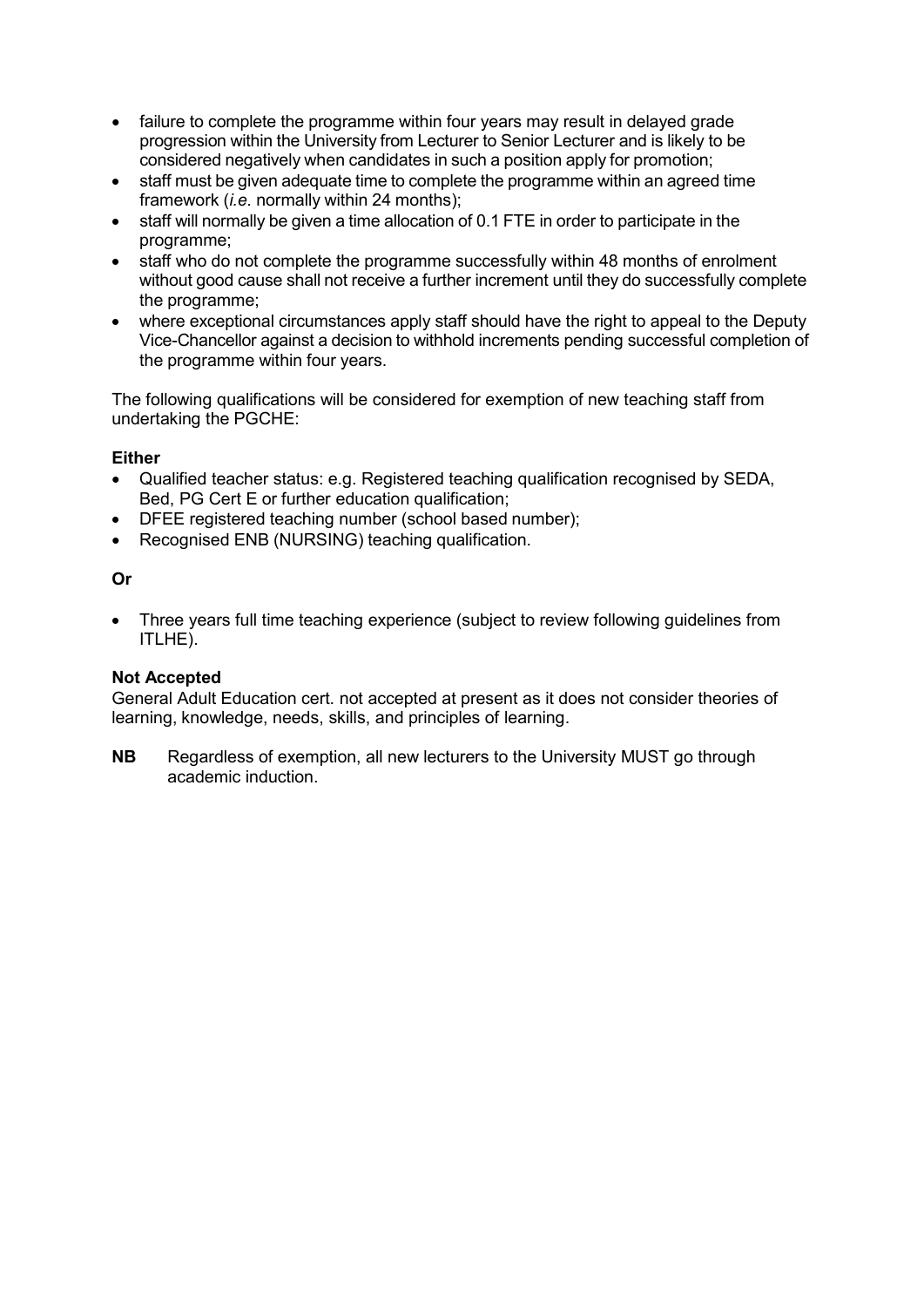- failure to complete the programme within four years may result in delayed grade progression within the University from Lecturer to Senior Lecturer and is likely to be considered negatively when candidates in such a position apply for promotion;
- staff must be given adequate time to complete the programme within an agreed time framework (*i.e.* normally within 24 months);
- staff will normally be given a time allocation of 0.1 FTE in order to participate in the programme;
- staff who do not complete the programme successfully within 48 months of enrolment without good cause shall not receive a further increment until they do successfully complete the programme;
- where exceptional circumstances apply staff should have the right to appeal to the Deputy Vice-Chancellor against a decision to withhold increments pending successful completion of the programme within four years.

The following qualifications will be considered for exemption of new teaching staff from undertaking the PGCHE:

**Either**

- Qualified teacher status: e.g. Registered teaching qualification recognised by SEDA, Bed, PG Cert E or further education qualification;
- DFEE registered teaching number (school based number);
- Recognised ENB (NURSING) teaching qualification.

**Or**

- Three years full time teaching experience (subject to review following guidelines from ITLHE).

**Not Accepted**

General Adult Education cert. not accepted at present as it does not consider theories of learning, knowledge, needs, skills, and principles of learning.

**NB** Regardless of exemption, all new lecturers to the University MUST go through academic induction.